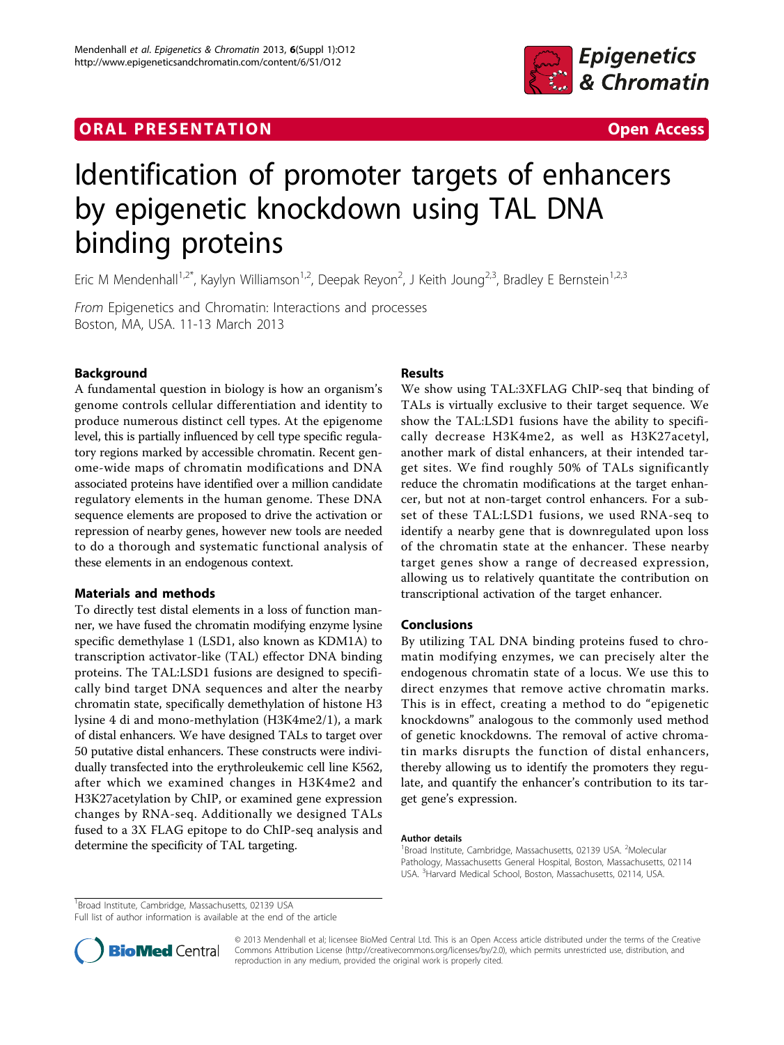ORAL PRESENTATION Open Access

# Identification of promoter targets of enhancers by epigenetic knockdown using TAL DNA binding proteins

Eric M Mendenhall[1,2*], Kaylyn Williamson[1,2], Deepak Reyon[2], J Keith Joung[2,3], Bradley E Bernstein[1,2,3]

*From* Epigenetics and Chromatin: Interactions and processes
Boston, MA, USA. 11-13 March 2013

## Background

A fundamental question in biology is how an organism's genome controls cellular differentiation and identity to produce numerous distinct cell types. At the epigenome level, this is partially influenced by cell type specific regulatory regions marked by accessible chromatin. Recent genome-wide maps of chromatin modifications and DNA associated proteins have identified over a million candidate regulatory elements in the human genome. These DNA sequence elements are proposed to drive the activation or repression of nearby genes, however new tools are needed to do a thorough and systematic functional analysis of these elements in an endogenous context.

## Materials and methods

To directly test distal elements in a loss of function manner, we have fused the chromatin modifying enzyme lysine specific demethylase 1 (LSD1, also known as KDM1A) to transcription activator-like (TAL) effector DNA binding proteins. The TAL:LSD1 fusions are designed to specifically bind target DNA sequences and alter the nearby chromatin state, specifically demethylation of histone H3 lysine 4 di and mono-methylation (H3K4me2/1), a mark of distal enhancers. We have designed TALs to target over 50 putative distal enhancers. These constructs were individually transfected into the erythroleukemic cell line K562, after which we examined changes in H3K4me2 and H3K27acetylation by ChIP, or examined gene expression changes by RNA-seq. Additionally we designed TALs fused to a 3X FLAG epitope to do ChIP-seq analysis and determine the specificity of TAL targeting.

## Results

We show using TAL:3XFLAG ChIP-seq that binding of TALs is virtually exclusive to their target sequence. We show the TAL:LSD1 fusions have the ability to specifically decrease H3K4me2, as well as H3K27acetyl, another mark of distal enhancers, at their intended target sites. We find roughly 50% of TALs significantly reduce the chromatin modifications at the target enhancer, but not at non-target control enhancers. For a subset of these TAL:LSD1 fusions, we used RNA-seq to identify a nearby gene that is downregulated upon loss of the chromatin state at the enhancer. These nearby target genes show a range of decreased expression, allowing us to relatively quantitate the contribution on transcriptional activation of the target enhancer.

## Conclusions

By utilizing TAL DNA binding proteins fused to chromatin modifying enzymes, we can precisely alter the endogenous chromatin state of a locus. We use this to direct enzymes that remove active chromatin marks. This is in effect, creating a method to do "epigenetic knockdowns" analogous to the commonly used method of genetic knockdowns. The removal of active chromatin marks disrupts the function of distal enhancers, thereby allowing us to identify the promoters they regulate, and quantify the enhancer's contribution to its target gene's expression.

#### Author details

[1]Broad Institute, Cambridge, Massachusetts, 02139 USA. [2]Molecular Pathology, Massachusetts General Hospital, Boston, Massachusetts, 02114 USA. [3]Harvard Medical School, Boston, Massachusetts, 02114, USA.

[1]Broad Institute, Cambridge, Massachusetts, 02139 USA
Full list of author information is available at the end of the article

© 2013 Mendenhall et al; licensee BioMed Central Ltd. This is an Open Access article distributed under the terms of the Creative Commons Attribution License (http://creativecommons.org/licenses/by/2.0), which permits unrestricted use, distribution, and reproduction in any medium, provided the original work is properly cited.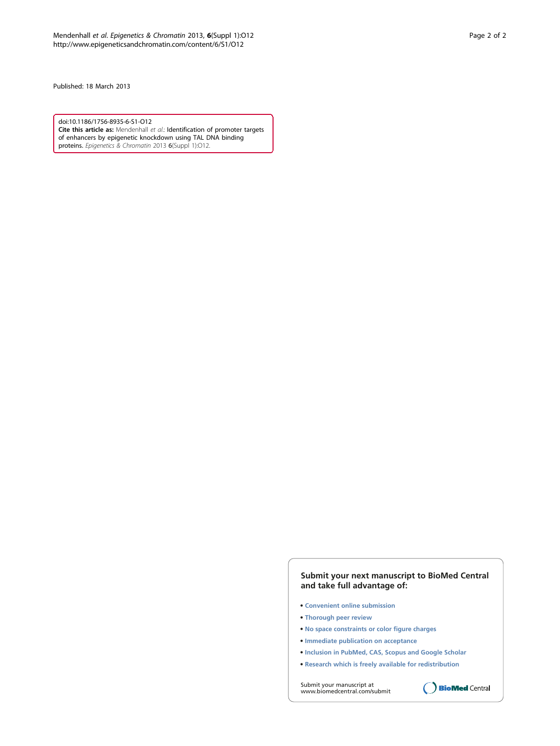Published: 18 March 2013

doi:10.1186/1756-8935-6-S1-O12
**Cite this article as:** Mendenhall *et al.*: Identification of promoter targets of enhancers by epigenetic knockdown using TAL DNA binding proteins. *Epigenetics & Chromatin* 2013 **6**(Suppl 1):O12.

**Submit your next manuscript to BioMed Central and take full advantage of:**

- **Convenient online submission**
- **Thorough peer review**
- **No space constraints or color figure charges**
- **Immediate publication on acceptance**
- **Inclusion in PubMed, CAS, Scopus and Google Scholar**
- **Research which is freely available for redistribution**

Submit your manuscript at
www.biomedcentral.com/submit

BioMed Central